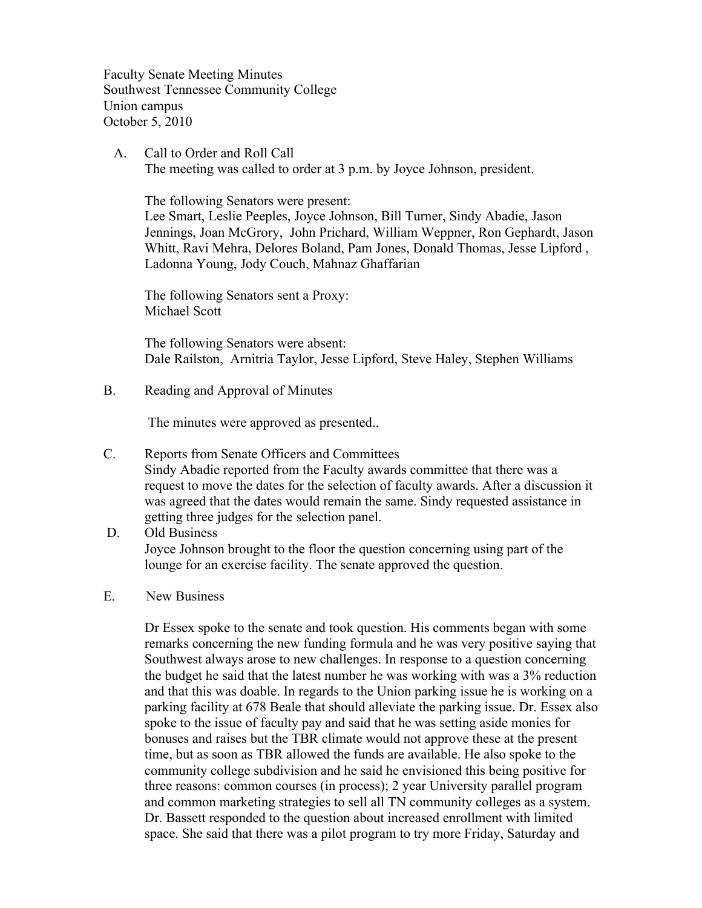Faculty Senate Meeting Minutes
Southwest Tennessee Community College
Union campus
October 5, 2010

A. Call to Order and Roll Call
The meeting was called to order at 3 p.m. by Joyce Johnson, president.

The following Senators were present:
Lee Smart, Leslie Peeples, Joyce Johnson, Bill Turner, Sindy Abadie, Jason Jennings, Joan McGrory, John Prichard, William Weppner, Ron Gephardt, Jason Whitt, Ravi Mehra, Delores Boland, Pam Jones, Donald Thomas, Jesse Lipford , Ladonna Young, Jody Couch, Mahnaz Ghaffarian

The following Senators sent a Proxy:
Michael Scott

The following Senators were absent:
Dale Railston, Arnitria Taylor, Jesse Lipford, Steve Haley, Stephen Williams

B. Reading and Approval of Minutes

The minutes were approved as presented..

C. Reports from Senate Officers and Committees
Sindy Abadie reported from the Faculty awards committee that there was a request to move the dates for the selection of faculty awards. After a discussion it was agreed that the dates would remain the same. Sindy requested assistance in getting three judges for the selection panel.

D. Old Business
Joyce Johnson brought to the floor the question concerning using part of the lounge for an exercise facility. The senate approved the question.

E. New Business

Dr Essex spoke to the senate and took question. His comments began with some remarks concerning the new funding formula and he was very positive saying that Southwest always arose to new challenges. In response to a question concerning the budget he said that the latest number he was working with was a 3% reduction and that this was doable. In regards to the Union parking issue he is working on a parking facility at 678 Beale that should alleviate the parking issue. Dr. Essex also spoke to the issue of faculty pay and said that he was setting aside monies for bonuses and raises but the TBR climate would not approve these at the present time, but as soon as TBR allowed the funds are available. He also spoke to the community college subdivision and he said he envisioned this being positive for three reasons: common courses (in process); 2 year University parallel program and common marketing strategies to sell all TN community colleges as a system. Dr. Bassett responded to the question about increased enrollment with limited space. She said that there was a pilot program to try more Friday, Saturday and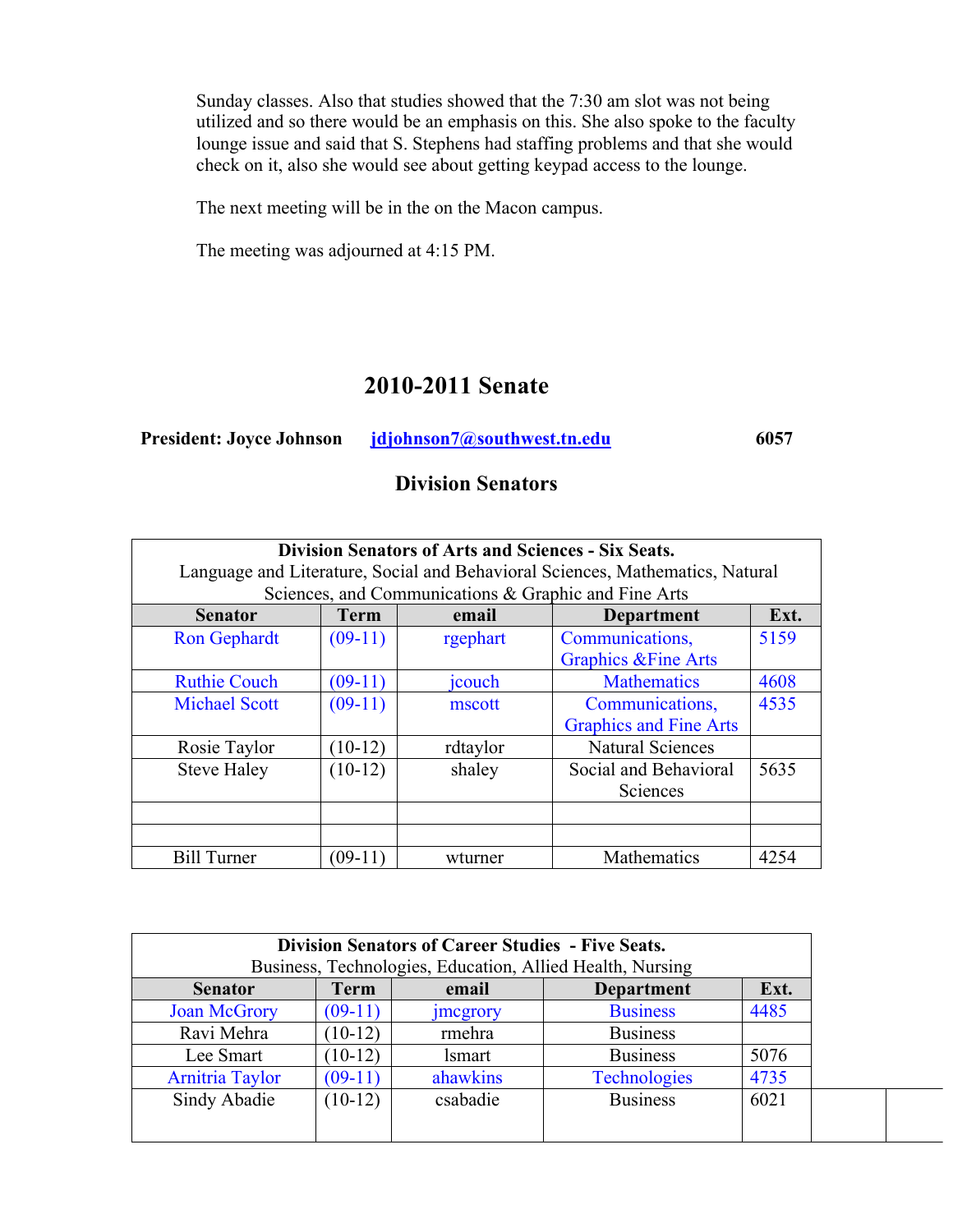Sunday classes. Also that studies showed that the 7:30 am slot was not being utilized and so there would be an emphasis on this. She also spoke to the faculty lounge issue and said that S. Stephens had staffing problems and that she would check on it, also she would see about getting keypad access to the lounge.

The next meeting will be in the on the Macon campus.

The meeting was adjourned at 4:15 PM.

# 2010-2011 Senate

**President: Joyce Johnson** jdjohnson7@southwest.tn.edu **6057**

## Division Senators

| **Division Senators of Arts and Sciences - Six Seats.** Language and Literature, Social and Behavioral Sciences, Mathematics, Natural Sciences, and Communications & Graphic and Fine Arts | | | | |
|---|---|---|---|---|
| **Senator** | **Term** | **email** | **Department** | **Ext.** |
| Ron Gephardt | (09-11) | rgephart | Communications, Graphics &Fine Arts | 5159 |
| Ruthie Couch | (09-11) | jcouch | Mathematics | 4608 |
| Michael Scott | (09-11) | mscott | Communications, Graphics and Fine Arts | 4535 |
| Rosie Taylor | (10-12) | rdtaylor | Natural Sciences | |
| Steve Haley | (10-12) | shaley | Social and Behavioral Sciences | 5635 |
| | | | | |
| | | | | |
| Bill Turner | (09-11) | wturner | Mathematics | 4254 |

| **Division Senators of Career Studies - Five Seats.** Business, Technologies, Education, Allied Health, Nursing | | | | |
|---|---|---|---|---|
| **Senator** | **Term** | **email** | **Department** | **Ext.** |
| Joan McGrory | (09-11) | jmcgrory | Business | 4485 |
| Ravi Mehra | (10-12) | rmehra | Business | |
| Lee Smart | (10-12) | lsmart | Business | 5076 |
| Arnitria Taylor | (09-11) | ahawkins | Technologies | 4735 |
| Sindy Abadie | (10-12) | csabadie | Business | 6021 |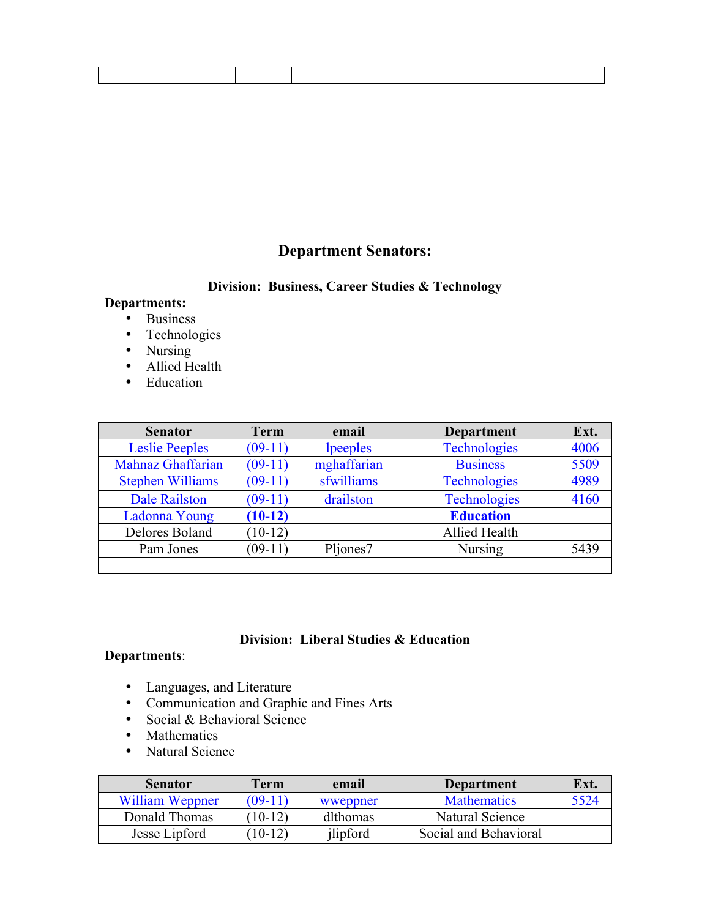| | | | | |
|---|---|---|---|---|

## Department Senators:

### Division: Business, Career Studies & Technology

**Departments:**

- Business
- Technologies
- Nursing
- Allied Health
- Education

| Senator | Term | email | Department | Ext. |
|---|---|---|---|---|
| Leslie Peeples | (09-11) | lpeeples | Technologies | 4006 |
| Mahnaz Ghaffarian | (09-11) | mghaffarian | Business | 5509 |
| Stephen Williams | (09-11) | sfwilliams | Technologies | 4989 |
| Dale Railston | (09-11) | drailston | Technologies | 4160 |
| Ladonna Young | **(10-12)** | | **Education** | |
| Delores Boland | (10-12) | | Allied Health | |
| Pam Jones | (09-11) | Pljones7 | Nursing | 5439 |
| | | | | |

### Division: Liberal Studies & Education

**Departments**:

- Languages, and Literature
- Communication and Graphic and Fines Arts
- Social & Behavioral Science
- Mathematics
- Natural Science

| Senator | Term | email | Department | Ext. |
|---|---|---|---|---|
| William Weppner | (09-11) | wweppner | Mathematics | 5524 |
| Donald Thomas | (10-12) | dlthomas | Natural Science | |
| Jesse Lipford | (10-12) | jlipford | Social and Behavioral | |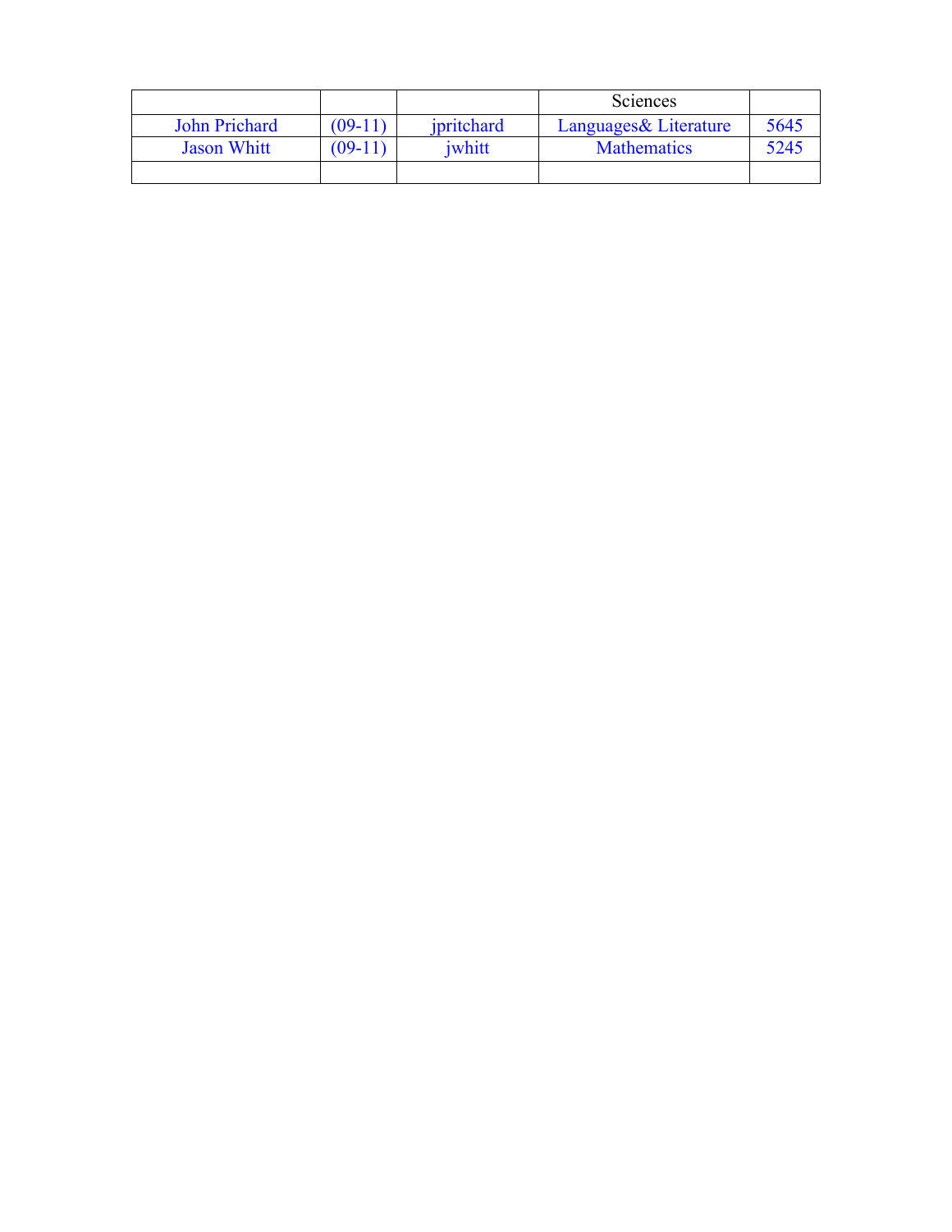| | | | | |
|---|---|---|---|---|
| | | | Sciences | |
| John Prichard | (09-11) | jpritchard | Languages& Literature | 5645 |
| Jason Whitt | (09-11) | jwhitt | Mathematics | 5245 |
| | | | | |